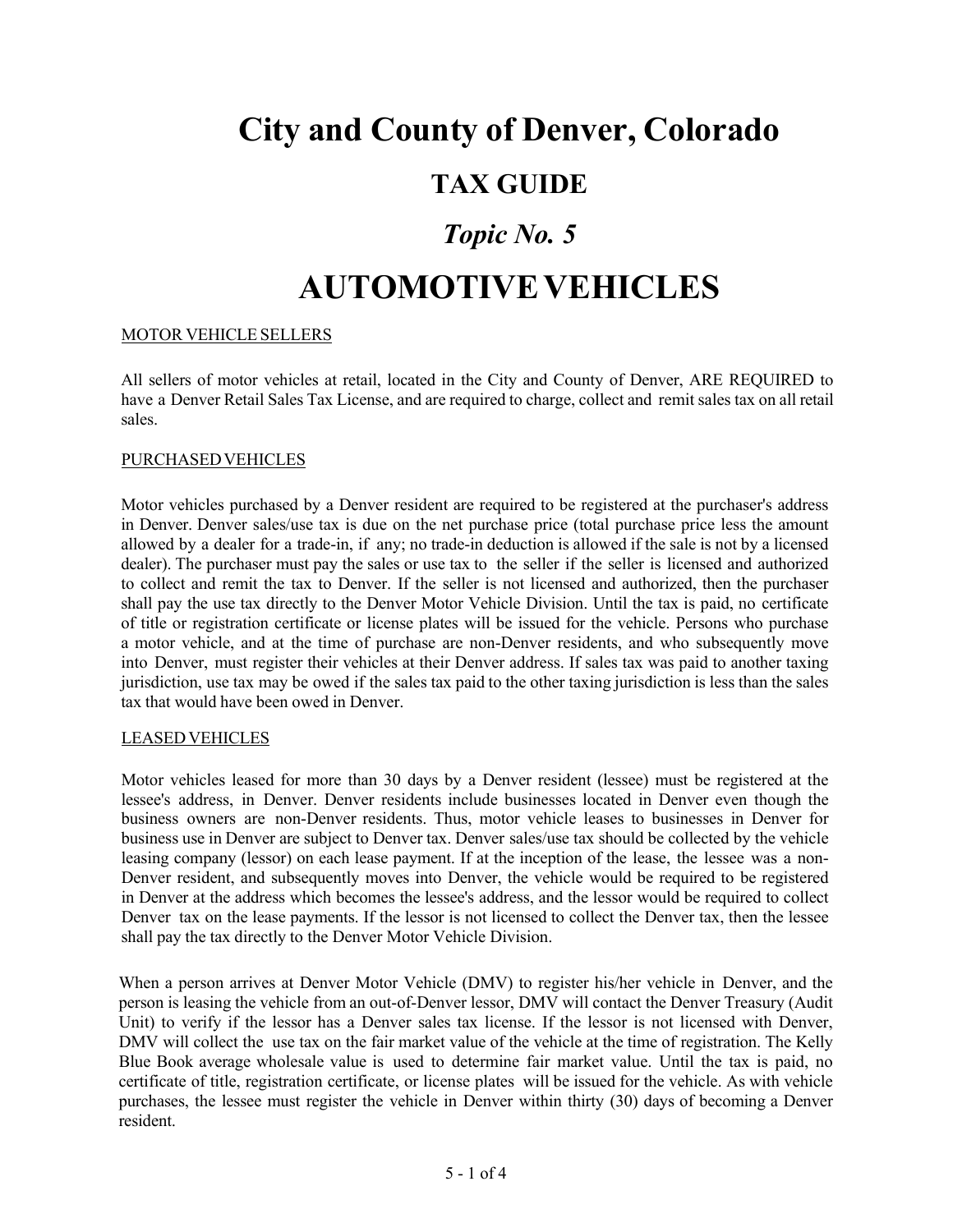# City and County of Denver, Colorado

## TAX GUIDE

## *Topic No. 5*

# AUTOMOTIVE VEHICLES

MOTOR VEHICLE SELLERS

All sellers of motor vehicles at retail, located in the City and County of Denver, ARE REQUIRED to have a Denver Retail Sales Tax License, and are required to charge, collect and remit sales tax on all retail sales.

PURCHASED VEHICLES

Motor vehicles purchased by a Denver resident are required to be registered at the purchaser's address in Denver. Denver sales/use tax is due on the net purchase price (total purchase price less the amount allowed by a dealer for a trade-in, if any; no trade-in deduction is allowed if the sale is not by a licensed dealer). The purchaser must pay the sales or use tax to the seller if the seller is licensed and authorized to collect and remit the tax to Denver. If the seller is not licensed and authorized, then the purchaser shall pay the use tax directly to the Denver Motor Vehicle Division. Until the tax is paid, no certificate of title or registration certificate or license plates will be issued for the vehicle. Persons who purchase a motor vehicle, and at the time of purchase are non-Denver residents, and who subsequently move into Denver, must register their vehicles at their Denver address. If sales tax was paid to another taxing jurisdiction, use tax may be owed if the sales tax paid to the other taxing jurisdiction is less than the sales tax that would have been owed in Denver.

LEASED VEHICLES

Motor vehicles leased for more than 30 days by a Denver resident (lessee) must be registered at the lessee's address, in Denver. Denver residents include businesses located in Denver even though the business owners are non-Denver residents. Thus, motor vehicle leases to businesses in Denver for business use in Denver are subject to Denver tax. Denver sales/use tax should be collected by the vehicle leasing company (lessor) on each lease payment. If at the inception of the lease, the lessee was a non-Denver resident, and subsequently moves into Denver, the vehicle would be required to be registered in Denver at the address which becomes the lessee's address, and the lessor would be required to collect Denver tax on the lease payments. If the lessor is not licensed to collect the Denver tax, then the lessee shall pay the tax directly to the Denver Motor Vehicle Division.

When a person arrives at Denver Motor Vehicle (DMV) to register his/her vehicle in Denver, and the person is leasing the vehicle from an out-of-Denver lessor, DMV will contact the Denver Treasury (Audit Unit) to verify if the lessor has a Denver sales tax license. If the lessor is not licensed with Denver, DMV will collect the use tax on the fair market value of the vehicle at the time of registration. The Kelly Blue Book average wholesale value is used to determine fair market value. Until the tax is paid, no certificate of title, registration certificate, or license plates will be issued for the vehicle. As with vehicle purchases, the lessee must register the vehicle in Denver within thirty (30) days of becoming a Denver resident.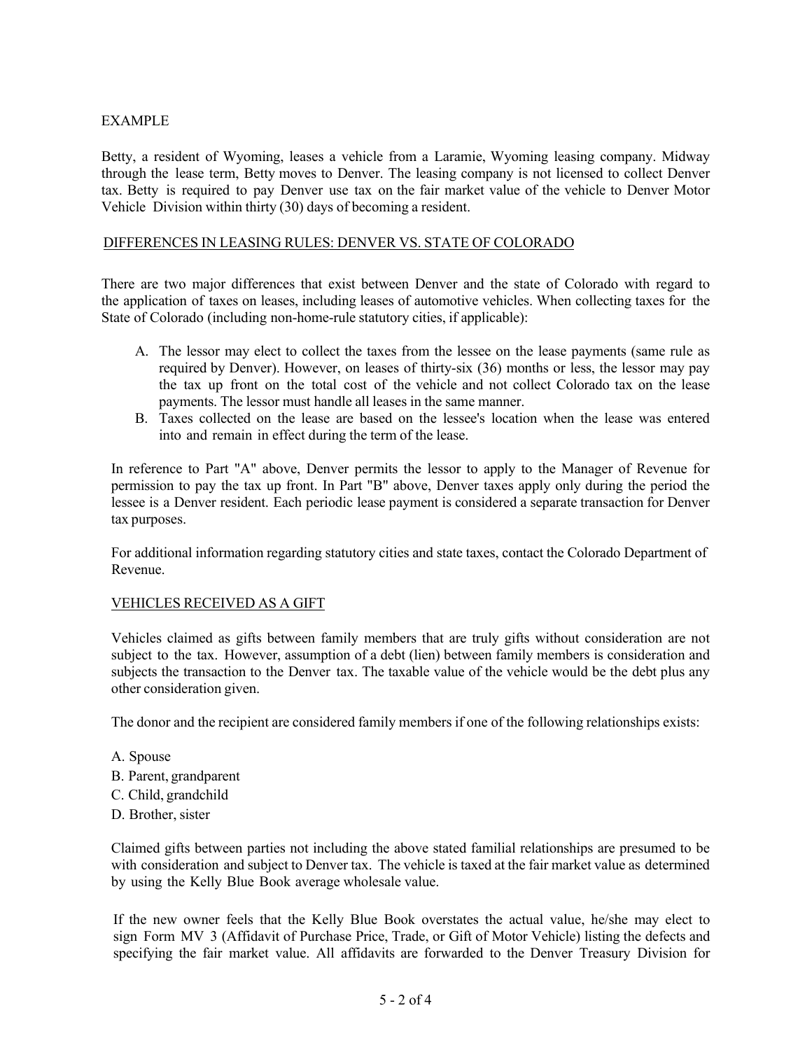EXAMPLE

Betty, a resident of Wyoming, leases a vehicle from a Laramie, Wyoming leasing company. Midway through the lease term, Betty moves to Denver. The leasing company is not licensed to collect Denver tax. Betty is required to pay Denver use tax on the fair market value of the vehicle to Denver Motor Vehicle Division within thirty (30) days of becoming a resident.

## DIFFERENCES IN LEASING RULES: DENVER VS. STATE OF COLORADO

There are two major differences that exist between Denver and the state of Colorado with regard to the application of taxes on leases, including leases of automotive vehicles. When collecting taxes for the State of Colorado (including non-home-rule statutory cities, if applicable):

A. The lessor may elect to collect the taxes from the lessee on the lease payments (same rule as required by Denver). However, on leases of thirty-six (36) months or less, the lessor may pay the tax up front on the total cost of the vehicle and not collect Colorado tax on the lease payments. The lessor must handle all leases in the same manner.
B. Taxes collected on the lease are based on the lessee's location when the lease was entered into and remain in effect during the term of the lease.

In reference to Part "A" above, Denver permits the lessor to apply to the Manager of Revenue for permission to pay the tax up front. In Part "B" above, Denver taxes apply only during the period the lessee is a Denver resident. Each periodic lease payment is considered a separate transaction for Denver tax purposes.

For additional information regarding statutory cities and state taxes, contact the Colorado Department of Revenue.

## VEHICLES RECEIVED AS A GIFT

Vehicles claimed as gifts between family members that are truly gifts without consideration are not subject to the tax. However, assumption of a debt (lien) between family members is consideration and subjects the transaction to the Denver tax. The taxable value of the vehicle would be the debt plus any other consideration given.

The donor and the recipient are considered family members if one of the following relationships exists:

A. Spouse
B. Parent, grandparent
C. Child, grandchild
D. Brother, sister

Claimed gifts between parties not including the above stated familial relationships are presumed to be with consideration and subject to Denver tax. The vehicle is taxed at the fair market value as determined by using the Kelly Blue Book average wholesale value.

If the new owner feels that the Kelly Blue Book overstates the actual value, he/she may elect to sign Form MV 3 (Affidavit of Purchase Price, Trade, or Gift of Motor Vehicle) listing the defects and specifying the fair market value. All affidavits are forwarded to the Denver Treasury Division for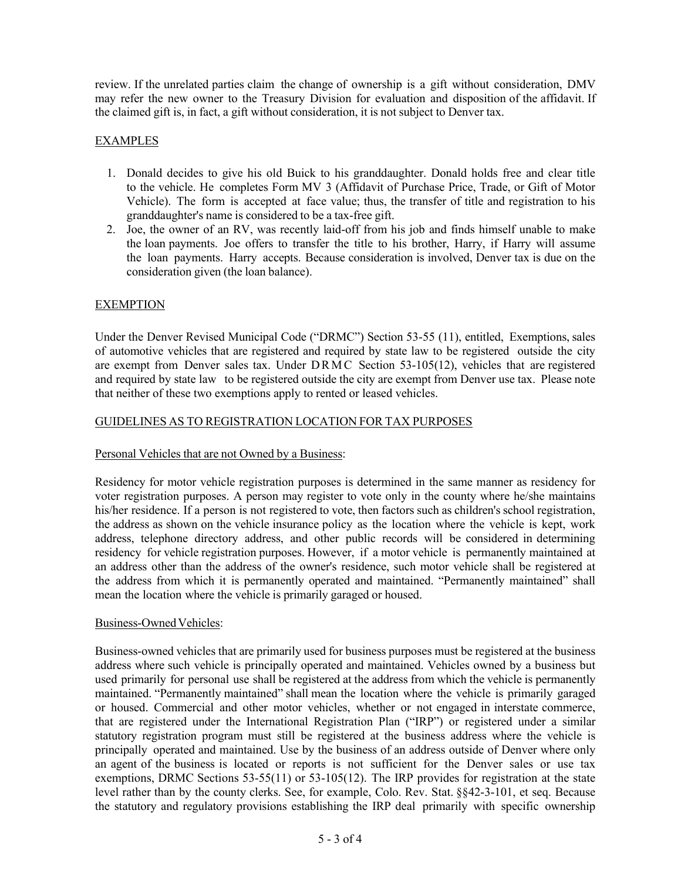review. If the unrelated parties claim the change of ownership is a gift without consideration, DMV may refer the new owner to the Treasury Division for evaluation and disposition of the affidavit. If the claimed gift is, in fact, a gift without consideration, it is not subject to Denver tax.

## EXAMPLES

1. Donald decides to give his old Buick to his granddaughter. Donald holds free and clear title to the vehicle. He completes Form MV 3 (Affidavit of Purchase Price, Trade, or Gift of Motor Vehicle). The form is accepted at face value; thus, the transfer of title and registration to his granddaughter's name is considered to be a tax-free gift.
2. Joe, the owner of an RV, was recently laid-off from his job and finds himself unable to make the loan payments. Joe offers to transfer the title to his brother, Harry, if Harry will assume the loan payments. Harry accepts. Because consideration is involved, Denver tax is due on the consideration given (the loan balance).

## EXEMPTION

Under the Denver Revised Municipal Code ("DRMC") Section 53-55 (11), entitled, Exemptions, sales of automotive vehicles that are registered and required by state law to be registered outside the city are exempt from Denver sales tax. Under DRMC Section 53-105(12), vehicles that are registered and required by state law to be registered outside the city are exempt from Denver use tax. Please note that neither of these two exemptions apply to rented or leased vehicles.

## GUIDELINES AS TO REGISTRATION LOCATION FOR TAX PURPOSES

### Personal Vehicles that are not Owned by a Business:

Residency for motor vehicle registration purposes is determined in the same manner as residency for voter registration purposes. A person may register to vote only in the county where he/she maintains his/her residence. If a person is not registered to vote, then factors such as children's school registration, the address as shown on the vehicle insurance policy as the location where the vehicle is kept, work address, telephone directory address, and other public records will be considered in determining residency for vehicle registration purposes. However, if a motor vehicle is permanently maintained at an address other than the address of the owner's residence, such motor vehicle shall be registered at the address from which it is permanently operated and maintained. "Permanently maintained" shall mean the location where the vehicle is primarily garaged or housed.

### Business-Owned Vehicles:

Business-owned vehicles that are primarily used for business purposes must be registered at the business address where such vehicle is principally operated and maintained. Vehicles owned by a business but used primarily for personal use shall be registered at the address from which the vehicle is permanently maintained. "Permanently maintained" shall mean the location where the vehicle is primarily garaged or housed. Commercial and other motor vehicles, whether or not engaged in interstate commerce, that are registered under the International Registration Plan ("IRP") or registered under a similar statutory registration program must still be registered at the business address where the vehicle is principally operated and maintained. Use by the business of an address outside of Denver where only an agent of the business is located or reports is not sufficient for the Denver sales or use tax exemptions, DRMC Sections 53-55(11) or 53-105(12). The IRP provides for registration at the state level rather than by the county clerks. See, for example, Colo. Rev. Stat. §§42-3-101, et seq. Because the statutory and regulatory provisions establishing the IRP deal primarily with specific ownership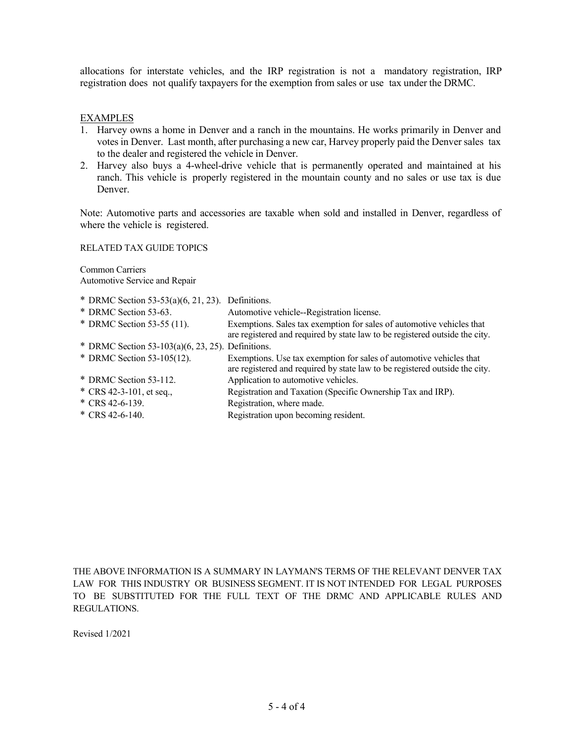allocations for interstate vehicles, and the IRP registration is not a mandatory registration, IRP registration does not qualify taxpayers for the exemption from sales or use tax under the DRMC.

## EXAMPLES

1. Harvey owns a home in Denver and a ranch in the mountains. He works primarily in Denver and votes in Denver. Last month, after purchasing a new car, Harvey properly paid the Denver sales tax to the dealer and registered the vehicle in Denver.
2. Harvey also buys a 4-wheel-drive vehicle that is permanently operated and maintained at his ranch. This vehicle is properly registered in the mountain county and no sales or use tax is due Denver.

Note: Automotive parts and accessories are taxable when sold and installed in Denver, regardless of where the vehicle is registered.

RELATED TAX GUIDE TOPICS

Common Carriers
Automotive Service and Repair

| | |
|---|---|
| * DRMC Section 53-53(a)(6, 21, 23). | Definitions. |
| * DRMC Section 53-63. | Automotive vehicle--Registration license. |
| * DRMC Section 53-55 (11). | Exemptions. Sales tax exemption for sales of automotive vehicles that are registered and required by state law to be registered outside the city. |
| * DRMC Section 53-103(a)(6, 23, 25). | Definitions. |
| * DRMC Section 53-105(12). | Exemptions. Use tax exemption for sales of automotive vehicles that are registered and required by state law to be registered outside the city. |
| * DRMC Section 53-112. | Application to automotive vehicles. |
| * CRS 42-3-101, et seq., | Registration and Taxation (Specific Ownership Tax and IRP). |
| * CRS 42-6-139. | Registration, where made. |
| * CRS 42-6-140. | Registration upon becoming resident. |

THE ABOVE INFORMATION IS A SUMMARY IN LAYMAN'S TERMS OF THE RELEVANT DENVER TAX LAW FOR THIS INDUSTRY OR BUSINESS SEGMENT. IT IS NOT INTENDED FOR LEGAL PURPOSES TO BE SUBSTITUTED FOR THE FULL TEXT OF THE DRMC AND APPLICABLE RULES AND REGULATIONS.

Revised 1/2021